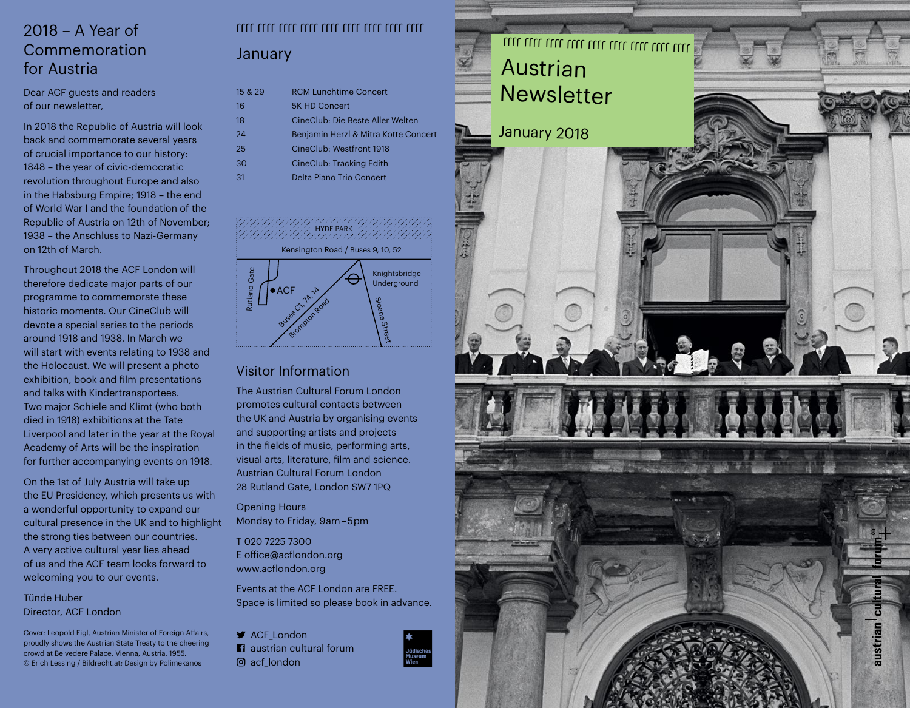# 2018 – A Year of Commemoration for Austria

Dear ACF guests and readers of our newsletter,

In 2018 the Republic of Austria will look back and commemorate several years of crucial importance to our history: 1848 – the year of civic-democratic revolution throughout Europe and also in the Habsburg Empire; 1918 – the end of World War I and the foundation of the Republic of Austria on 12th of November; 1938 – the Anschluss to Nazi-Germany on 12th of March.

Throughout 2018 the ACF London will therefore dedicate major parts of our programme to commemorate these historic moments. Our CineClub will devote a special series to the periods around 1918 and 1938. In March we will start with events relating to 1938 and the Holocaust. We will present a photo exhibition, book and film presentations and talks with Kindertransportees. Two major Schiele and Klimt (who both died in 1918) exhibitions at the Tate Liverpool and later in the year at the Royal Academy of Arts will be the inspiration for further accompanying events on 1918.

On the 1st of July Austria will take up the EU Presidency, which presents us with a wonderful opportunity to expand our cultural presence in the UK and to highlight the strong ties between our countries. A very active cultural year lies ahead of us and the ACF team looks forward to welcoming you to our events.

Tünde Huber
Director, ACF London

Cover: Leopold Figl, Austrian Minister of Foreign Affairs, proudly shows the Austrian State Treaty to the cheering crowd at Belvedere Palace, Vienna, Austria, 1955.
© Erich Lessing / Bildrecht.at; Design by Polimekanos

## January

| | |
|---|---|
| 15 & 29 | RCM Lunchtime Concert |
| 16 | 5K HD Concert |
| 18 | CineClub: Die Beste Aller Welten |
| 24 | Benjamin Herzl & Mitra Kotte Concert |
| 25 | CineClub: Westfront 1918 |
| 30 | CineClub: Tracking Edith |
| 31 | Delta Piano Trio Concert |

HYDE PARK
Kensington Road / Buses 9, 10, 52
Rutland Gate
ACF
Buses C1, 74, 14
Brompton Road
Knightsbridge Underground
Sloane Street

## Visitor Information

The Austrian Cultural Forum London promotes cultural contacts between the UK and Austria by organising events and supporting artists and projects in the fields of music, performing arts, visual arts, literature, film and science.
Austrian Cultural Forum London
28 Rutland Gate, London SW7 1PQ

Opening Hours
Monday to Friday, 9am–5pm

T 020 7225 7300
E office@acflondon.org
www.acflondon.org

Events at the ACF London are FREE.
Space is limited so please book in advance.

ACF_London
austrian cultural forum
acf_london

Jüdisches Museum Wien

# Austrian Newsletter

January 2018

austrian cultural forum lon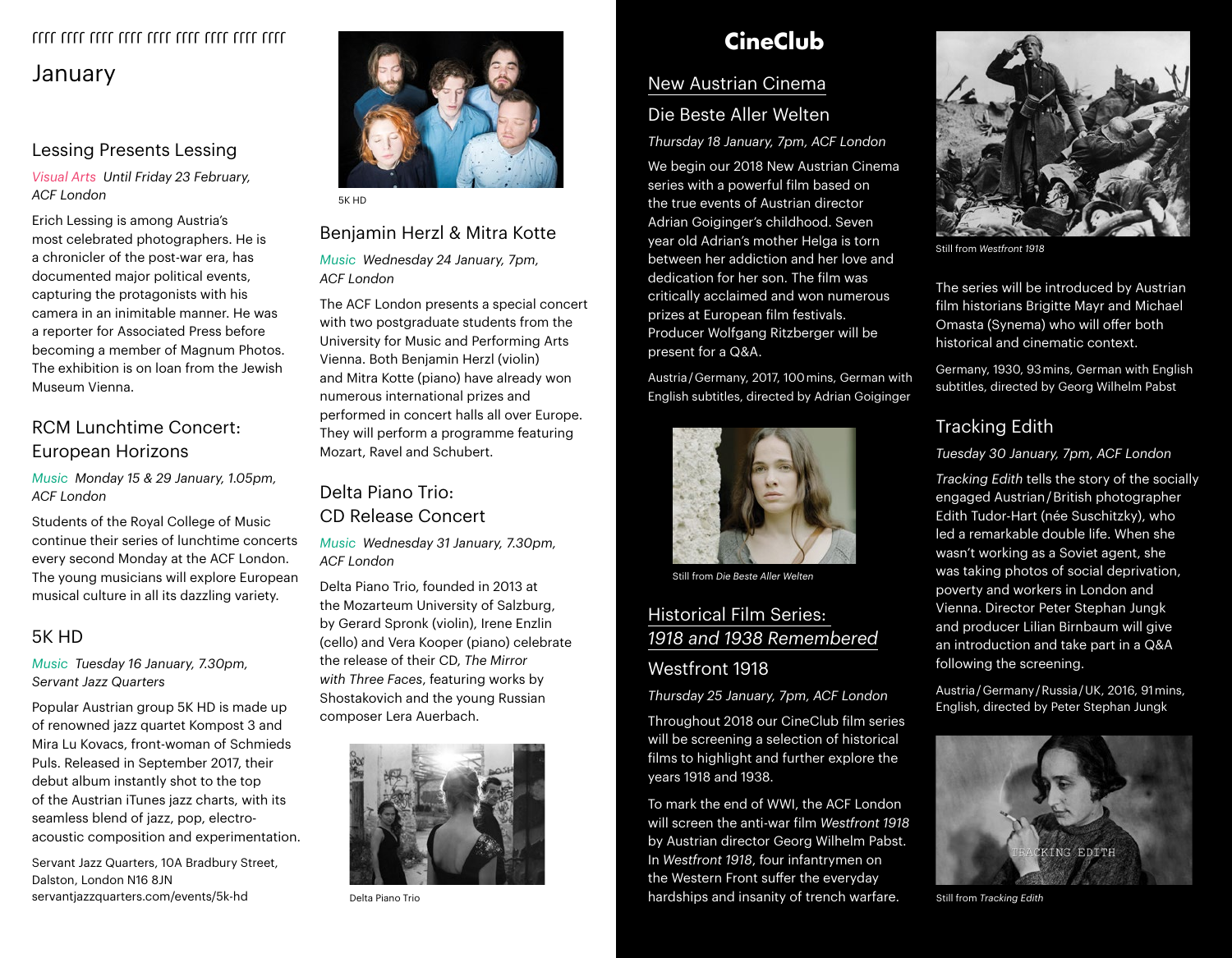# January

## Lessing Presents Lessing

*Visual Arts Until Friday 23 February, ACF London*

Erich Lessing is among Austria's most celebrated photographers. He is a chronicler of the post-war era, has documented major political events, capturing the protagonists with his camera in an inimitable manner. He was a reporter for Associated Press before becoming a member of Magnum Photos. The exhibition is on loan from the Jewish Museum Vienna.

## RCM Lunchtime Concert: European Horizons

*Music Monday 15 & 29 January, 1.05pm, ACF London*

Students of the Royal College of Music continue their series of lunchtime concerts every second Monday at the ACF London. The young musicians will explore European musical culture in all its dazzling variety.

## 5K HD

*Music Tuesday 16 January, 7.30pm, Servant Jazz Quarters*

Popular Austrian group 5K HD is made up of renowned jazz quartet Kompost 3 and Mira Lu Kovacs, front-woman of Schmieds Puls. Released in September 2017, their debut album instantly shot to the top of the Austrian iTunes jazz charts, with its seamless blend of jazz, pop, electro-acoustic composition and experimentation.

Servant Jazz Quarters, 10A Bradbury Street, Dalston, London N16 8JN
servantjazzquarters.com/events/5k-hd

5K HD

## Benjamin Herzl & Mitra Kotte

*Music Wednesday 24 January, 7pm, ACF London*

The ACF London presents a special concert with two postgraduate students from the University for Music and Performing Arts Vienna. Both Benjamin Herzl (violin) and Mitra Kotte (piano) have already won numerous international prizes and performed in concert halls all over Europe. They will perform a programme featuring Mozart, Ravel and Schubert.

## Delta Piano Trio: CD Release Concert

*Music Wednesday 31 January, 7.30pm, ACF London*

Delta Piano Trio, founded in 2013 at the Mozarteum University of Salzburg, by Gerard Spronk (violin), Irene Enzlin (cello) and Vera Kooper (piano) celebrate the release of their CD, *The Mirror with Three Faces*, featuring works by Shostakovich and the young Russian composer Lera Auerbach.

Delta Piano Trio

# CineClub

## New Austrian Cinema

### Die Beste Aller Welten

*Thursday 18 January, 7pm, ACF London*

We begin our 2018 New Austrian Cinema series with a powerful film based on the true events of Austrian director Adrian Goiginger's childhood. Seven year old Adrian's mother Helga is torn between her addiction and her love and dedication for her son. The film was critically acclaimed and won numerous prizes at European film festivals. Producer Wolfgang Ritzberger will be present for a Q&A.

Austria / Germany, 2017, 100 mins, German with English subtitles, directed by Adrian Goiginger

Still from *Die Beste Aller Welten*

## Historical Film Series: 1918 and 1938 Remembered

### Westfront 1918

*Thursday 25 January, 7pm, ACF London*

Throughout 2018 our CineClub film series will be screening a selection of historical films to highlight and further explore the years 1918 and 1938.

To mark the end of WWI, the ACF London will screen the anti-war film *Westfront 1918* by Austrian director Georg Wilhelm Pabst. In *Westfront 1918*, four infantrymen on the Western Front suffer the everyday hardships and insanity of trench warfare.

Still from *Westfront 1918*

The series will be introduced by Austrian film historians Brigitte Mayr and Michael Omasta (Synema) who will offer both historical and cinematic context.

Germany, 1930, 93 mins, German with English subtitles, directed by Georg Wilhelm Pabst

### Tracking Edith

*Tuesday 30 January, 7pm, ACF London*

*Tracking Edith* tells the story of the socially engaged Austrian / British photographer Edith Tudor-Hart (née Suschitzky), who led a remarkable double life. When she wasn't working as a Soviet agent, she was taking photos of social deprivation, poverty and workers in London and Vienna. Director Peter Stephan Jungk and producer Lilian Birnbaum will give an introduction and take part in a Q&A following the screening.

Austria / Germany / Russia / UK, 2016, 91 mins, English, directed by Peter Stephan Jungk

Still from *Tracking Edith*